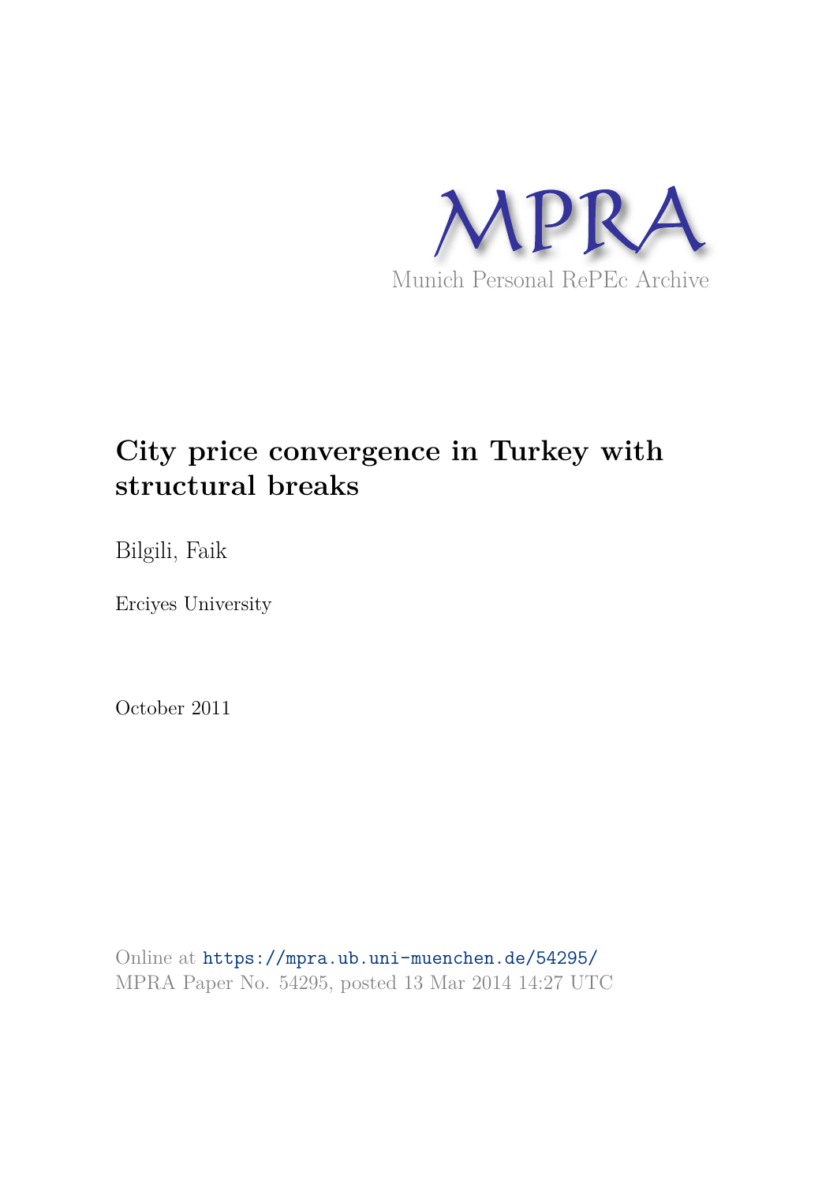MPRA

Munich Personal RePEc Archive

# City price convergence in Turkey with structural breaks

Bilgili, Faik

Erciyes University

October 2011

Online at https://mpra.ub.uni-muenchen.de/54295/

MPRA Paper No. 54295, posted 13 Mar 2014 14:27 UTC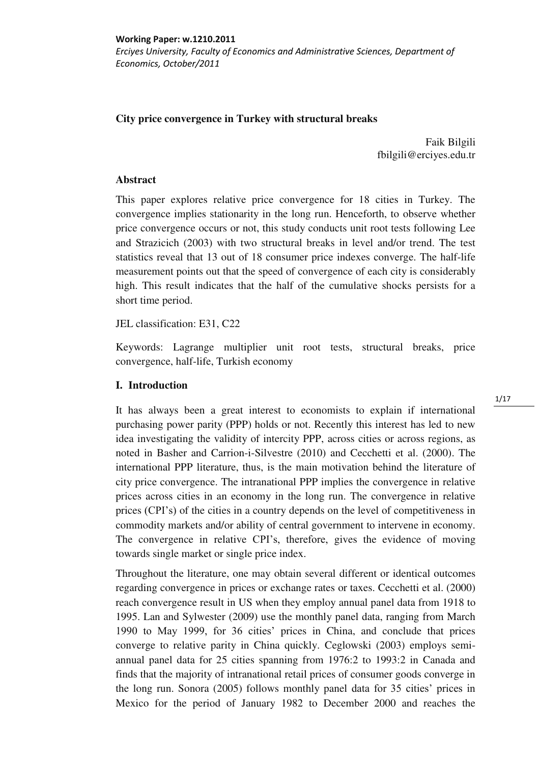**Working Paper: w.1210.2011**

*Erciyes University, Faculty of Economics and Administrative Sciences, Department of Economics, October/2011*

**City price convergence in Turkey with structural breaks**

Faik Bilgili
fbilgili@erciyes.edu.tr

**Abstract**

This paper explores relative price convergence for 18 cities in Turkey. The convergence implies stationarity in the long run. Henceforth, to observe whether price convergence occurs or not, this study conducts unit root tests following Lee and Strazicich (2003) with two structural breaks in level and/or trend. The test statistics reveal that 13 out of 18 consumer price indexes converge. The half-life measurement points out that the speed of convergence of each city is considerably high. This result indicates that the half of the cumulative shocks persists for a short time period.

JEL classification: E31, C22

Keywords: Lagrange multiplier unit root tests, structural breaks, price convergence, half-life, Turkish economy

## I. Introduction

It has always been a great interest to economists to explain if international purchasing power parity (PPP) holds or not. Recently this interest has led to new idea investigating the validity of intercity PPP, across cities or across regions, as noted in Basher and Carrion-i-Silvestre (2010) and Cecchetti et al. (2000). The international PPP literature, thus, is the main motivation behind the literature of city price convergence. The intranational PPP implies the convergence in relative prices across cities in an economy in the long run. The convergence in relative prices (CPI's) of the cities in a country depends on the level of competitiveness in commodity markets and/or ability of central government to intervene in economy. The convergence in relative CPI's, therefore, gives the evidence of moving towards single market or single price index.

Throughout the literature, one may obtain several different or identical outcomes regarding convergence in prices or exchange rates or taxes. Cecchetti et al. (2000) reach convergence result in US when they employ annual panel data from 1918 to 1995. Lan and Sylwester (2009) use the monthly panel data, ranging from March 1990 to May 1999, for 36 cities' prices in China, and conclude that prices converge to relative parity in China quickly. Ceglowski (2003) employs semi-annual panel data for 25 cities spanning from 1976:2 to 1993:2 in Canada and finds that the majority of intranational retail prices of consumer goods converge in the long run. Sonora (2005) follows monthly panel data for 35 cities' prices in Mexico for the period of January 1982 to December 2000 and reaches the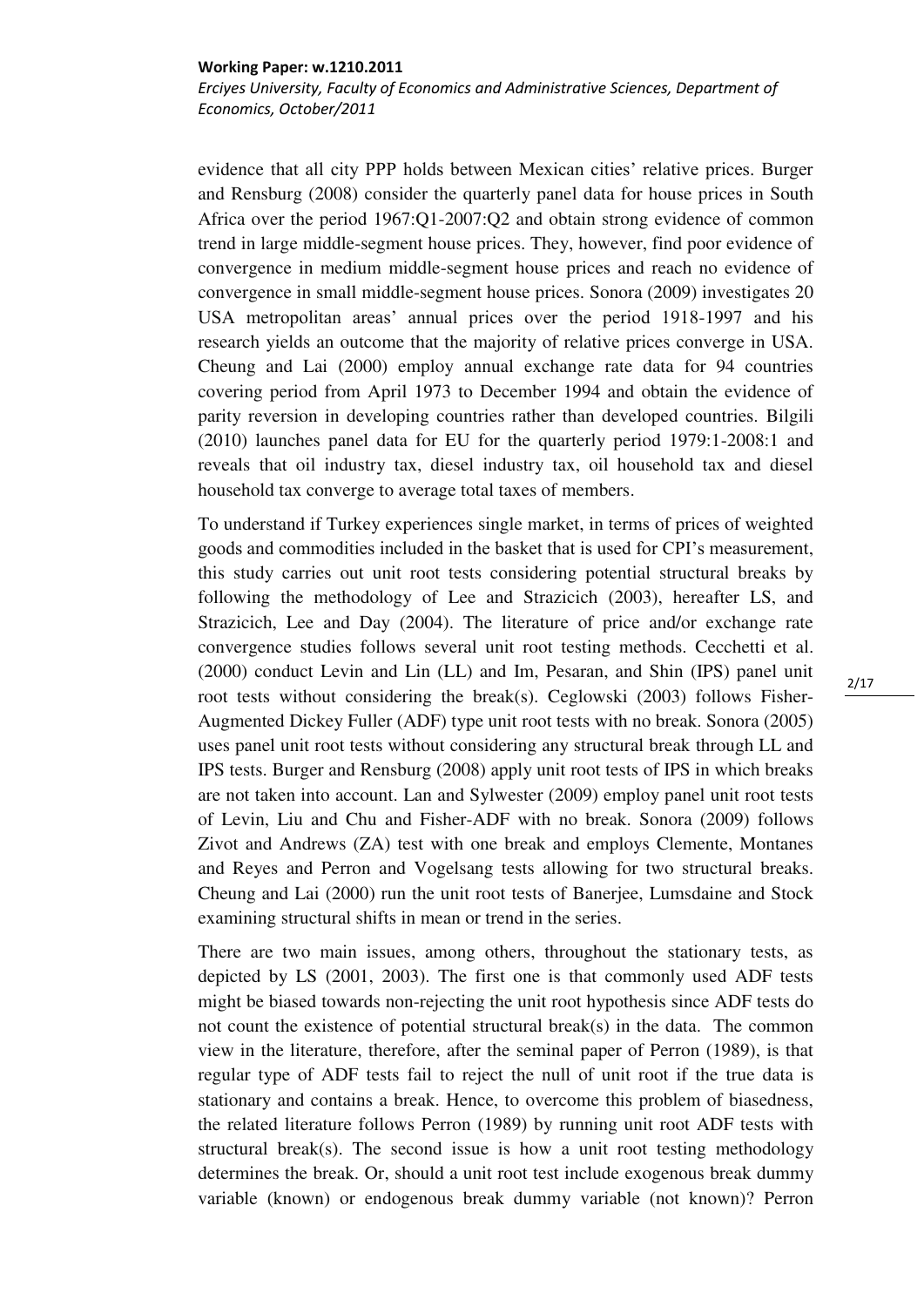evidence that all city PPP holds between Mexican cities' relative prices. Burger and Rensburg (2008) consider the quarterly panel data for house prices in South Africa over the period 1967:Q1-2007:Q2 and obtain strong evidence of common trend in large middle-segment house prices. They, however, find poor evidence of convergence in medium middle-segment house prices and reach no evidence of convergence in small middle-segment house prices. Sonora (2009) investigates 20 USA metropolitan areas' annual prices over the period 1918-1997 and his research yields an outcome that the majority of relative prices converge in USA. Cheung and Lai (2000) employ annual exchange rate data for 94 countries covering period from April 1973 to December 1994 and obtain the evidence of parity reversion in developing countries rather than developed countries. Bilgili (2010) launches panel data for EU for the quarterly period 1979:1-2008:1 and reveals that oil industry tax, diesel industry tax, oil household tax and diesel household tax converge to average total taxes of members.

To understand if Turkey experiences single market, in terms of prices of weighted goods and commodities included in the basket that is used for CPI's measurement, this study carries out unit root tests considering potential structural breaks by following the methodology of Lee and Strazicich (2003), hereafter LS, and Strazicich, Lee and Day (2004). The literature of price and/or exchange rate convergence studies follows several unit root testing methods. Cecchetti et al. (2000) conduct Levin and Lin (LL) and Im, Pesaran, and Shin (IPS) panel unit root tests without considering the break(s). Ceglowski (2003) follows Fisher-Augmented Dickey Fuller (ADF) type unit root tests with no break. Sonora (2005) uses panel unit root tests without considering any structural break through LL and IPS tests. Burger and Rensburg (2008) apply unit root tests of IPS in which breaks are not taken into account. Lan and Sylwester (2009) employ panel unit root tests of Levin, Liu and Chu and Fisher-ADF with no break. Sonora (2009) follows Zivot and Andrews (ZA) test with one break and employs Clemente, Montanes and Reyes and Perron and Vogelsang tests allowing for two structural breaks. Cheung and Lai (2000) run the unit root tests of Banerjee, Lumsdaine and Stock examining structural shifts in mean or trend in the series.

There are two main issues, among others, throughout the stationary tests, as depicted by LS (2001, 2003). The first one is that commonly used ADF tests might be biased towards non-rejecting the unit root hypothesis since ADF tests do not count the existence of potential structural break(s) in the data. The common view in the literature, therefore, after the seminal paper of Perron (1989), is that regular type of ADF tests fail to reject the null of unit root if the true data is stationary and contains a break. Hence, to overcome this problem of biasedness, the related literature follows Perron (1989) by running unit root ADF tests with structural break(s). The second issue is how a unit root testing methodology determines the break. Or, should a unit root test include exogenous break dummy variable (known) or endogenous break dummy variable (not known)? Perron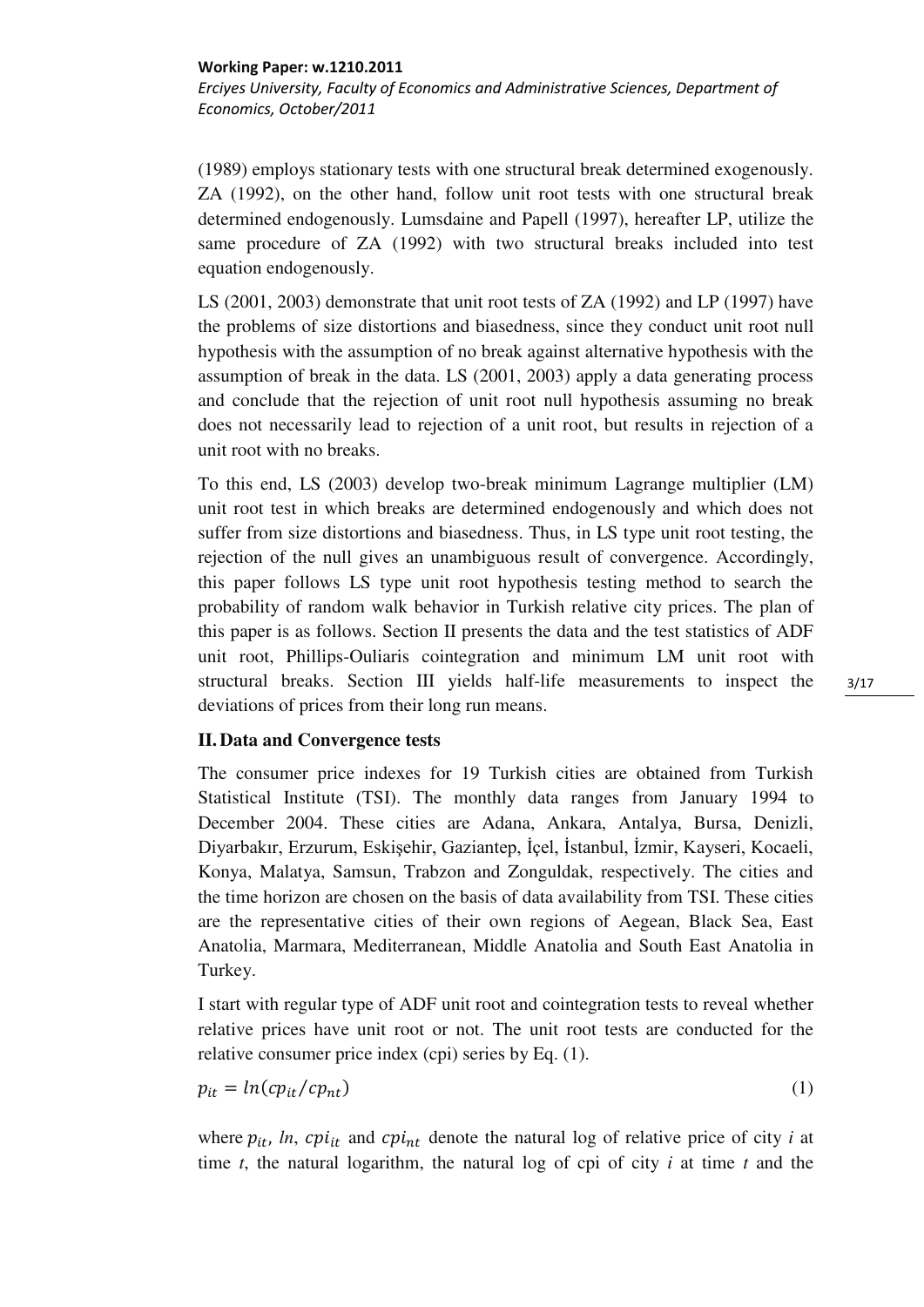(1989) employs stationary tests with one structural break determined exogenously. ZA (1992), on the other hand, follow unit root tests with one structural break determined endogenously. Lumsdaine and Papell (1997), hereafter LP, utilize the same procedure of ZA (1992) with two structural breaks included into test equation endogenously.

LS (2001, 2003) demonstrate that unit root tests of ZA (1992) and LP (1997) have the problems of size distortions and biasedness, since they conduct unit root null hypothesis with the assumption of no break against alternative hypothesis with the assumption of break in the data. LS (2001, 2003) apply a data generating process and conclude that the rejection of unit root null hypothesis assuming no break does not necessarily lead to rejection of a unit root, but results in rejection of a unit root with no breaks.

To this end, LS (2003) develop two-break minimum Lagrange multiplier (LM) unit root test in which breaks are determined endogenously and which does not suffer from size distortions and biasedness. Thus, in LS type unit root testing, the rejection of the null gives an unambiguous result of convergence. Accordingly, this paper follows LS type unit root hypothesis testing method to search the probability of random walk behavior in Turkish relative city prices. The plan of this paper is as follows. Section II presents the data and the test statistics of ADF unit root, Phillips-Ouliaris cointegration and minimum LM unit root with structural breaks. Section III yields half-life measurements to inspect the deviations of prices from their long run means.

## II. Data and Convergence tests

The consumer price indexes for 19 Turkish cities are obtained from Turkish Statistical Institute (TSI). The monthly data ranges from January 1994 to December 2004. These cities are Adana, Ankara, Antalya, Bursa, Denizli, Diyarbakır, Erzurum, Eskişehir, Gaziantep, İçel, İstanbul, İzmir, Kayseri, Kocaeli, Konya, Malatya, Samsun, Trabzon and Zonguldak, respectively. The cities and the time horizon are chosen on the basis of data availability from TSI. These cities are the representative cities of their own regions of Aegean, Black Sea, East Anatolia, Marmara, Mediterranean, Middle Anatolia and South East Anatolia in Turkey.

I start with regular type of ADF unit root and cointegration tests to reveal whether relative prices have unit root or not. The unit root tests are conducted for the relative consumer price index (cpi) series by Eq. (1).

$$p_{it} = ln(cp_{it}/cp_{nt}) \tag{1}$$

where $p_{it}$, *ln*, $cpi_{it}$ and $cpi_{nt}$ denote the natural log of relative price of city *i* at time *t*, the natural logarithm, the natural log of cpi of city *i* at time *t* and the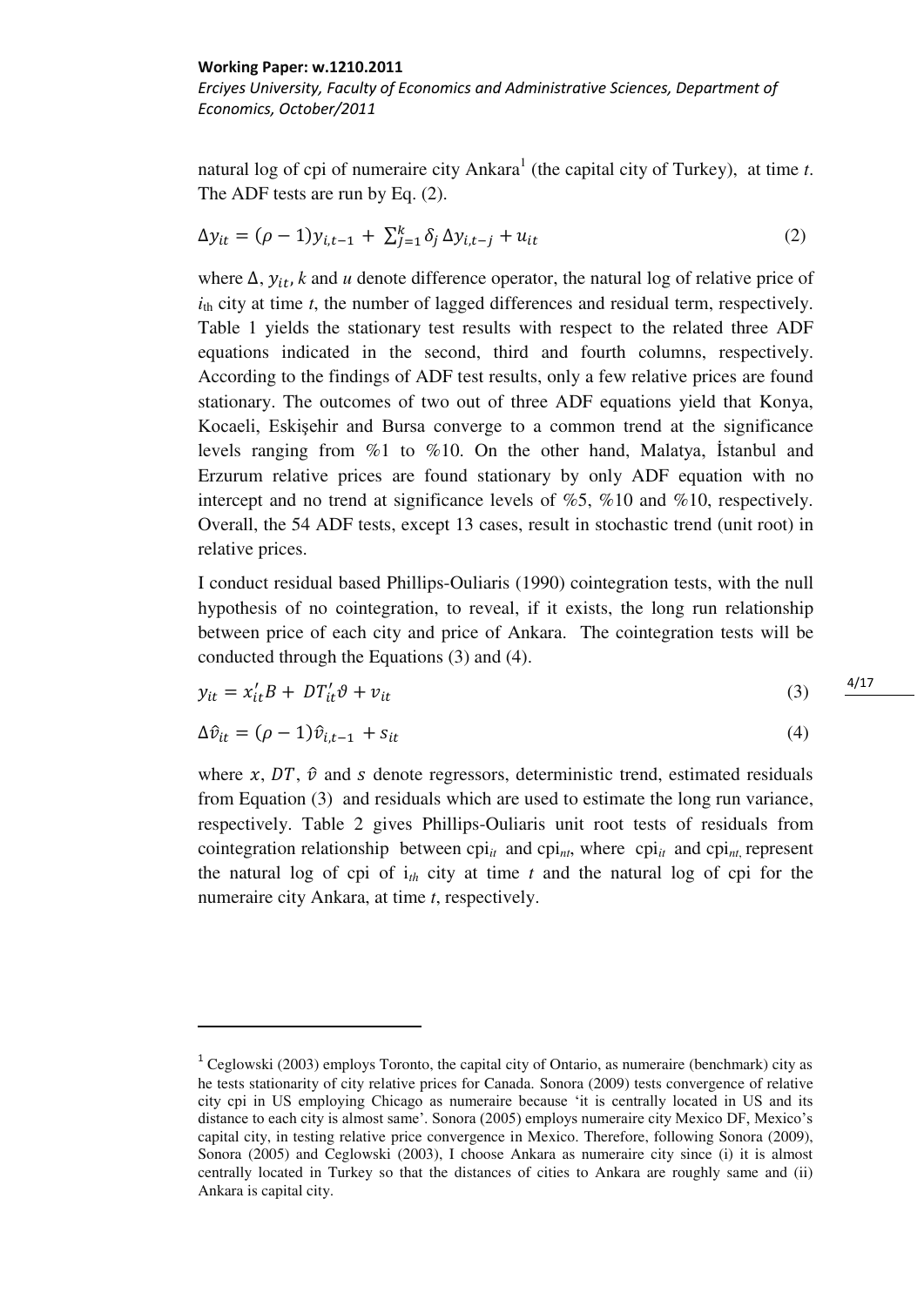natural log of cpi of numeraire city Ankara[1] (the capital city of Turkey), at time *t*. The ADF tests are run by Eq. (2).

$$\Delta y_{it} = (\rho - 1) y_{i,t-1} + \sum_{j=1}^{k} \delta_j \Delta y_{i,t-j} + u_{it} \tag{2}$$

where $\Delta$, $y_{it}$, *k* and *u* denote difference operator, the natural log of relative price of $i_{th}$ city at time *t*, the number of lagged differences and residual term, respectively. Table 1 yields the stationary test results with respect to the related three ADF equations indicated in the second, third and fourth columns, respectively. According to the findings of ADF test results, only a few relative prices are found stationary. The outcomes of two out of three ADF equations yield that Konya, Kocaeli, Eskişehir and Bursa converge to a common trend at the significance levels ranging from %1 to %10. On the other hand, Malatya, İstanbul and Erzurum relative prices are found stationary by only ADF equation with no intercept and no trend at significance levels of %5, %10 and %10, respectively. Overall, the 54 ADF tests, except 13 cases, result in stochastic trend (unit root) in relative prices.

I conduct residual based Phillips-Ouliaris (1990) cointegration tests, with the null hypothesis of no cointegration, to reveal, if it exists, the long run relationship between price of each city and price of Ankara. The cointegration tests will be conducted through the Equations (3) and (4).

$$y_{it} = x_{it}' B + DT_{it}' \vartheta + v_{it} \tag{3}$$

$$\Delta \hat{v}_{it} = (\rho - 1) \hat{v}_{i,t-1} + s_{it} \tag{4}$$

where $x$, $DT$, $\hat{v}$ and $s$ denote regressors, deterministic trend, estimated residuals from Equation (3) and residuals which are used to estimate the long run variance, respectively. Table 2 gives Phillips-Ouliaris unit root tests of residuals from cointegration relationship between $cpi_{it}$ and $cpi_{nt}$, where $cpi_{it}$ and $cpi_{nt}$, represent the natural log of cpi of $i_{th}$ city at time *t* and the natural log of cpi for the numeraire city Ankara, at time *t*, respectively.

---

[1] Ceglowski (2003) employs Toronto, the capital city of Ontario, as numeraire (benchmark) city as he tests stationarity of city relative prices for Canada. Sonora (2009) tests convergence of relative city cpi in US employing Chicago as numeraire because 'it is centrally located in US and its distance to each city is almost same'. Sonora (2005) employs numeraire city Mexico DF, Mexico's capital city, in testing relative price convergence in Mexico. Therefore, following Sonora (2009), Sonora (2005) and Ceglowski (2003), I choose Ankara as numeraire city since (i) it is almost centrally located in Turkey so that the distances of cities to Ankara are roughly same and (ii) Ankara is capital city.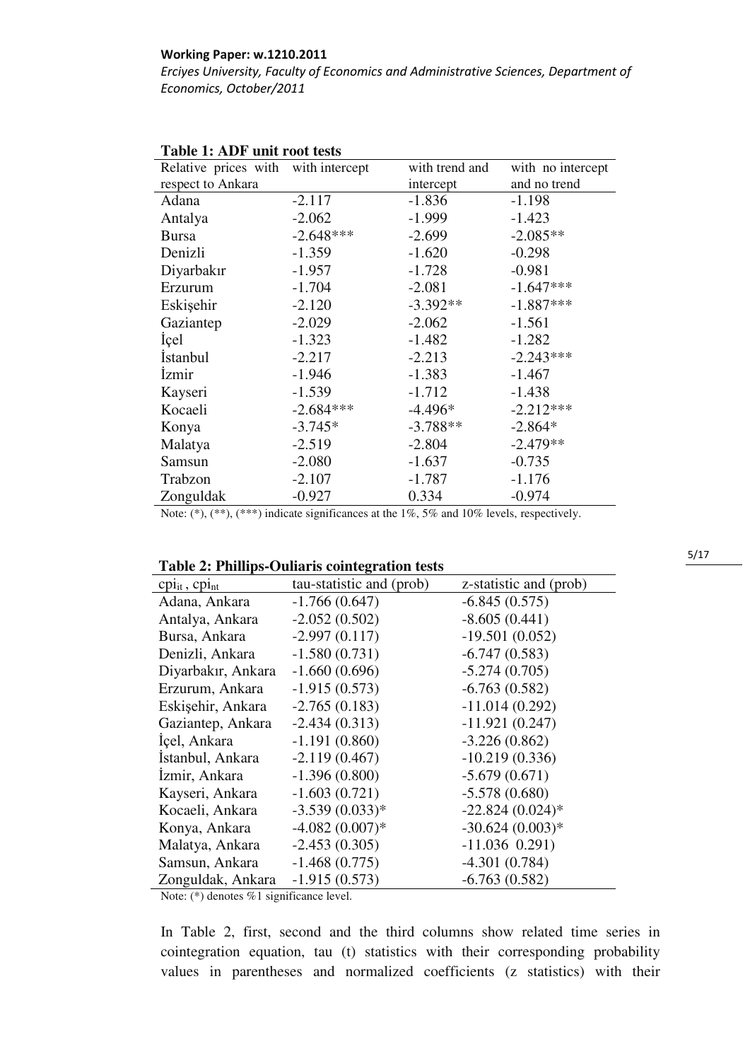**Table 1: ADF unit root tests**

| Relative prices with respect to Ankara | with intercept | with trend and intercept | with no intercept and no trend |
|---|---|---|---|
| Adana | -2.117 | -1.836 | -1.198 |
| Antalya | -2.062 | -1.999 | -1.423 |
| Bursa | -2.648*** | -2.699 | -2.085** |
| Denizli | -1.359 | -1.620 | -0.298 |
| Diyarbakır | -1.957 | -1.728 | -0.981 |
| Erzurum | -1.704 | -2.081 | -1.647*** |
| Eskişehir | -2.120 | -3.392** | -1.887*** |
| Gaziantep | -2.029 | -2.062 | -1.561 |
| İçel | -1.323 | -1.482 | -1.282 |
| İstanbul | -2.217 | -2.213 | -2.243*** |
| İzmir | -1.946 | -1.383 | -1.467 |
| Kayseri | -1.539 | -1.712 | -1.438 |
| Kocaeli | -2.684*** | -4.496* | -2.212*** |
| Konya | -3.745* | -3.788** | -2.864* |
| Malatya | -2.519 | -2.804 | -2.479** |
| Samsun | -2.080 | -1.637 | -0.735 |
| Trabzon | -2.107 | -1.787 | -1.176 |
| Zonguldak | -0.927 | 0.334 | -0.974 |

Note: (*), (**), (***) indicate significances at the 1%, 5% and 10% levels, respectively.

**Table 2: Phillips-Ouliaris cointegration tests**

| $cpi_{it}$ , $cpi_{nt}$ | tau-statistic and (prob) | z-statistic and (prob) |
|---|---|---|
| Adana, Ankara | -1.766 (0.647) | -6.845 (0.575) |
| Antalya, Ankara | -2.052 (0.502) | -8.605 (0.441) |
| Bursa, Ankara | -2.997 (0.117) | -19.501 (0.052) |
| Denizli, Ankara | -1.580 (0.731) | -6.747 (0.583) |
| Diyarbakır, Ankara | -1.660 (0.696) | -5.274 (0.705) |
| Erzurum, Ankara | -1.915 (0.573) | -6.763 (0.582) |
| Eskişehir, Ankara | -2.765 (0.183) | -11.014 (0.292) |
| Gaziantep, Ankara | -2.434 (0.313) | -11.921 (0.247) |
| İçel, Ankara | -1.191 (0.860) | -3.226 (0.862) |
| İstanbul, Ankara | -2.119 (0.467) | -10.219 (0.336) |
| İzmir, Ankara | -1.396 (0.800) | -5.679 (0.671) |
| Kayseri, Ankara | -1.603 (0.721) | -5.578 (0.680) |
| Kocaeli, Ankara | -3.539 (0.033)* | -22.824 (0.024)* |
| Konya, Ankara | -4.082 (0.007)* | -30.624 (0.003)* |
| Malatya, Ankara | -2.453 (0.305) | -11.036 0.291) |
| Samsun, Ankara | -1.468 (0.775) | -4.301 (0.784) |
| Zonguldak, Ankara | -1.915 (0.573) | -6.763 (0.582) |

Note: (*) denotes %1 significance level.

In Table 2, first, second and the third columns show related time series in cointegration equation, tau (t) statistics with their corresponding probability values in parentheses and normalized coefficients (z statistics) with their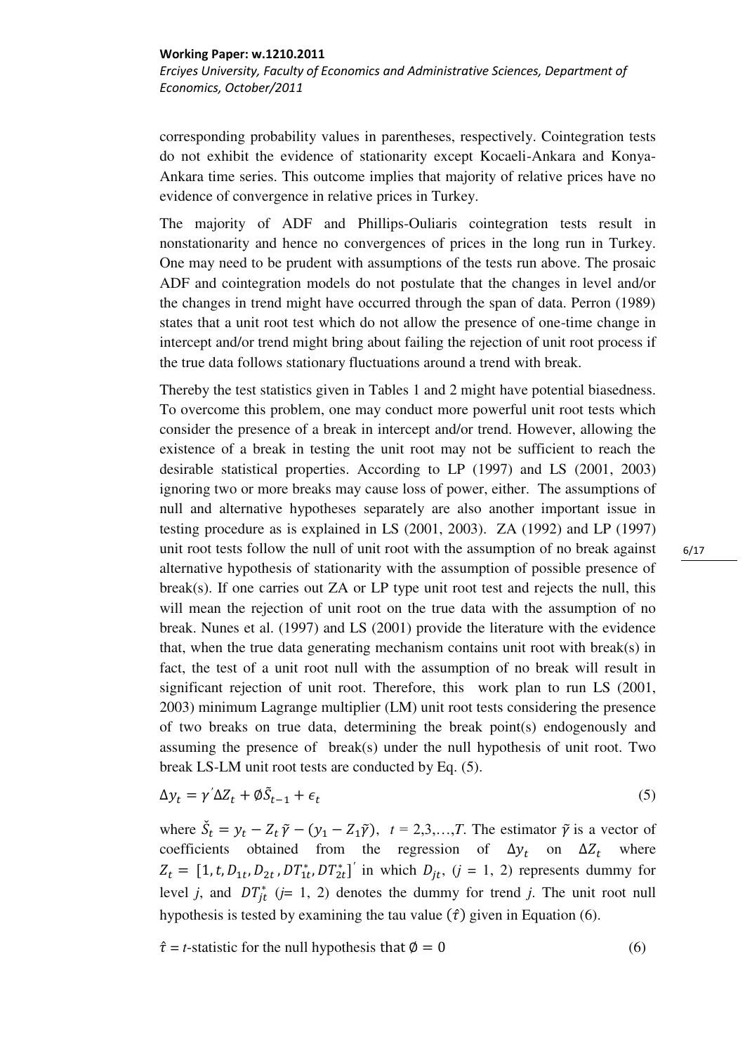corresponding probability values in parentheses, respectively. Cointegration tests do not exhibit the evidence of stationarity except Kocaeli-Ankara and Konya-Ankara time series. This outcome implies that majority of relative prices have no evidence of convergence in relative prices in Turkey.

The majority of ADF and Phillips-Ouliaris cointegration tests result in nonstationarity and hence no convergences of prices in the long run in Turkey. One may need to be prudent with assumptions of the tests run above. The prosaic ADF and cointegration models do not postulate that the changes in level and/or the changes in trend might have occurred through the span of data. Perron (1989) states that a unit root test which do not allow the presence of one-time change in intercept and/or trend might bring about failing the rejection of unit root process if the true data follows stationary fluctuations around a trend with break.

Thereby the test statistics given in Tables 1 and 2 might have potential biasedness. To overcome this problem, one may conduct more powerful unit root tests which consider the presence of a break in intercept and/or trend. However, allowing the existence of a break in testing the unit root may not be sufficient to reach the desirable statistical properties. According to LP (1997) and LS (2001, 2003) ignoring two or more breaks may cause loss of power, either. The assumptions of null and alternative hypotheses separately are also another important issue in testing procedure as is explained in LS (2001, 2003). ZA (1992) and LP (1997) unit root tests follow the null of unit root with the assumption of no break against alternative hypothesis of stationarity with the assumption of possible presence of break(s). If one carries out ZA or LP type unit root test and rejects the null, this will mean the rejection of unit root on the true data with the assumption of no break. Nunes et al. (1997) and LS (2001) provide the literature with the evidence that, when the true data generating mechanism contains unit root with break(s) in fact, the test of a unit root null with the assumption of no break will result in significant rejection of unit root. Therefore, this work plan to run LS (2001, 2003) minimum Lagrange multiplier (LM) unit root tests considering the presence of two breaks on true data, determining the break point(s) endogenously and assuming the presence of break(s) under the null hypothesis of unit root. Two break LS-LM unit root tests are conducted by Eq. (5).

$$\Delta y_t = \gamma^{'} \Delta Z_t + \emptyset \tilde{S}_{t-1} + \epsilon_t \tag{5}$$

where $\check{S}_t = y_t - Z_t\,\tilde{\gamma} - (y_1 - Z_1\tilde{\gamma})$, $t = 2,3,\ldots,T$. The estimator $\tilde{\gamma}$ is a vector of coefficients obtained from the regression of $\Delta y_t$ on $\Delta Z_t$ where $Z_t = [1, t, D_{1t}, D_{2t}, DT^{*}_{1t}, DT^{*}_{2t}]^{'}$ in which $D_{jt}$, ($j$ = 1, 2) represents dummy for level $j$, and $DT^{*}_{jt}$ ($j$= 1, 2) denotes the dummy for trend $j$. The unit root null hypothesis is tested by examining the tau value ($\hat{\tau}$) given in Equation (6).

$$\hat{\tau} = t\text{-statistic for the null hypothesis that } \emptyset = 0 \tag{6}$$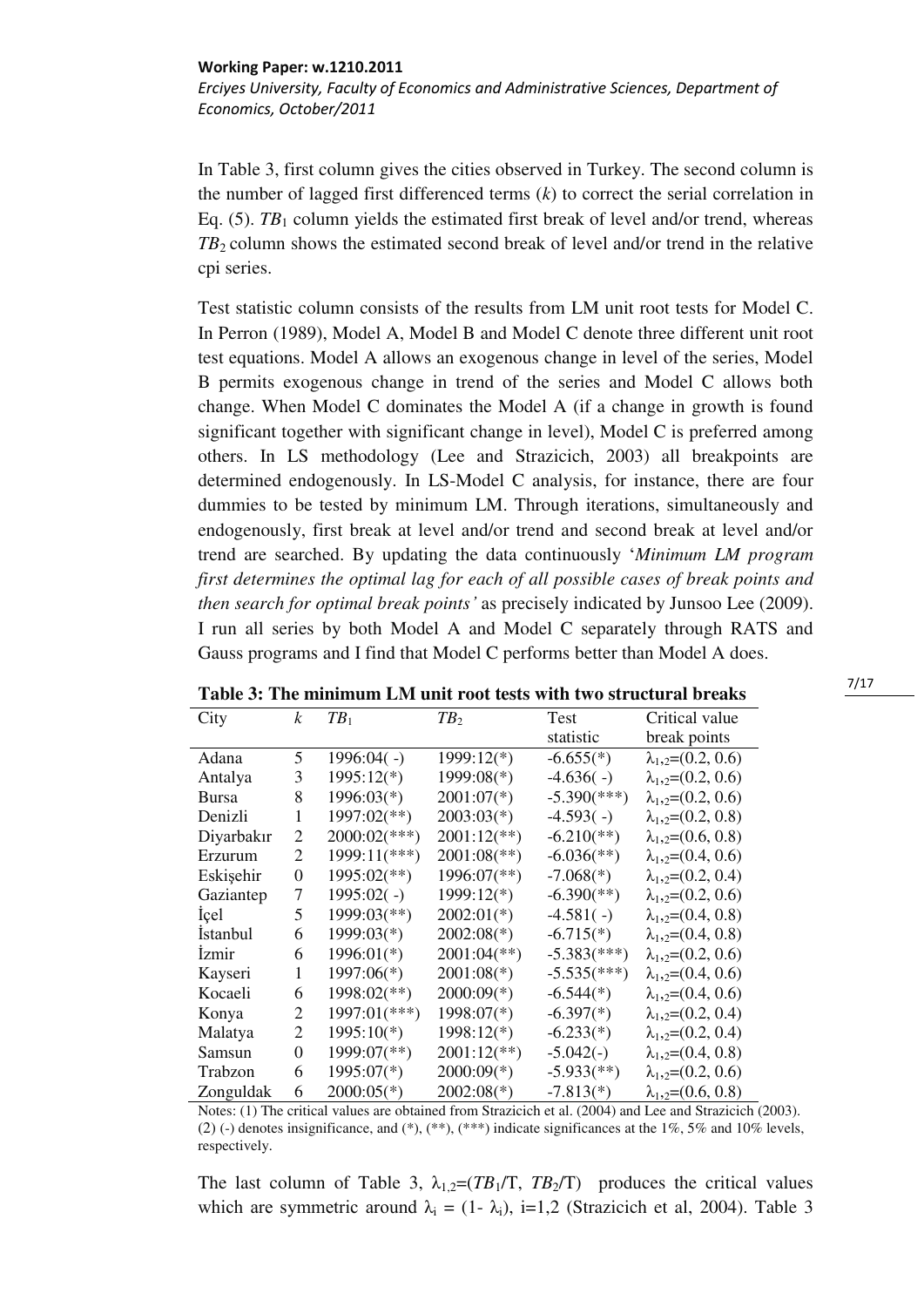In Table 3, first column gives the cities observed in Turkey. The second column is the number of lagged first differenced terms ($k$) to correct the serial correlation in Eq. (5). $TB_1$ column yields the estimated first break of level and/or trend, whereas $TB_2$ column shows the estimated second break of level and/or trend in the relative cpi series.

Test statistic column consists of the results from LM unit root tests for Model C. In Perron (1989), Model A, Model B and Model C denote three different unit root test equations. Model A allows an exogenous change in level of the series, Model B permits exogenous change in trend of the series and Model C allows both change. When Model C dominates the Model A (if a change in growth is found significant together with significant change in level), Model C is preferred among others. In LS methodology (Lee and Strazicich, 2003) all breakpoints are determined endogenously. In LS-Model C analysis, for instance, there are four dummies to be tested by minimum LM. Through iterations, simultaneously and endogenously, first break at level and/or trend and second break at level and/or trend are searched. By updating the data continuously '*Minimum LM program first determines the optimal lag for each of all possible cases of break points and then search for optimal break points'* as precisely indicated by Junsoo Lee (2009). I run all series by both Model A and Model C separately through RATS and Gauss programs and I find that Model C performs better than Model A does.

**Table 3: The minimum LM unit root tests with two structural breaks**

| City | $k$ | $TB_1$ | $TB_2$ | Test statistic | Critical value break points |
|---|---|---|---|---|---|
| Adana | 5 | 1996:04( -) | 1999:12(*) | -6.655(*) | $\lambda_{1,2}$=(0.2, 0.6) |
| Antalya | 3 | 1995:12(*) | 1999:08(*) | -4.636( -) | $\lambda_{1,2}$=(0.2, 0.6) |
| Bursa | 8 | 1996:03(*) | 2001:07(*) | -5.390(***) | $\lambda_{1,2}$=(0.2, 0.6) |
| Denizli | 1 | 1997:02(**) | 2003:03(*) | -4.593( -) | $\lambda_{1,2}$=(0.2, 0.8) |
| Diyarbakır | 2 | 2000:02(***) | 2001:12(**) | -6.210(**) | $\lambda_{1,2}$=(0.6, 0.8) |
| Erzurum | 2 | 1999:11(***) | 2001:08(**) | -6.036(**) | $\lambda_{1,2}$=(0.4, 0.6) |
| Eskişehir | 0 | 1995:02(**) | 1996:07(**) | -7.068(*) | $\lambda_{1,2}$=(0.2, 0.4) |
| Gaziantep | 7 | 1995:02( -) | 1999:12(*) | -6.390(**) | $\lambda_{1,2}$=(0.2, 0.6) |
| İçel | 5 | 1999:03(**) | 2002:01(*) | -4.581( -) | $\lambda_{1,2}$=(0.4, 0.8) |
| İstanbul | 6 | 1999:03(*) | 2002:08(*) | -6.715(*) | $\lambda_{1,2}$=(0.4, 0.8) |
| İzmir | 6 | 1996:01(*) | 2001:04(**) | -5.383(***) | $\lambda_{1,2}$=(0.2, 0.6) |
| Kayseri | 1 | 1997:06(*) | 2001:08(*) | -5.535(***) | $\lambda_{1,2}$=(0.4, 0.6) |
| Kocaeli | 6 | 1998:02(**) | 2000:09(*) | -6.544(*) | $\lambda_{1,2}$=(0.4, 0.6) |
| Konya | 2 | 1997:01(***) | 1998:07(*) | -6.397(*) | $\lambda_{1,2}$=(0.2, 0.4) |
| Malatya | 2 | 1995:10(*) | 1998:12(*) | -6.233(*) | $\lambda_{1,2}$=(0.2, 0.4) |
| Samsun | 0 | 1999:07(**) | 2001:12(**) | -5.042(-) | $\lambda_{1,2}$=(0.4, 0.8) |
| Trabzon | 6 | 1995:07(*) | 2000:09(*) | -5.933(**) | $\lambda_{1,2}$=(0.2, 0.6) |
| Zonguldak | 6 | 2000:05(*) | 2002:08(*) | -7.813(*) | $\lambda_{1,2}$=(0.6, 0.8) |

Notes: (1) The critical values are obtained from Strazicich et al. (2004) and Lee and Strazicich (2003). (2) (-) denotes insignificance, and (*), (**), (***) indicate significances at the 1%, 5% and 10% levels, respectively.

The last column of Table 3, $\lambda_{1,2}$=($TB_1$/T, $TB_2$/T) produces the critical values which are symmetric around $\lambda_i = (1- \lambda_i)$, i=1,2 (Strazicich et al, 2004). Table 3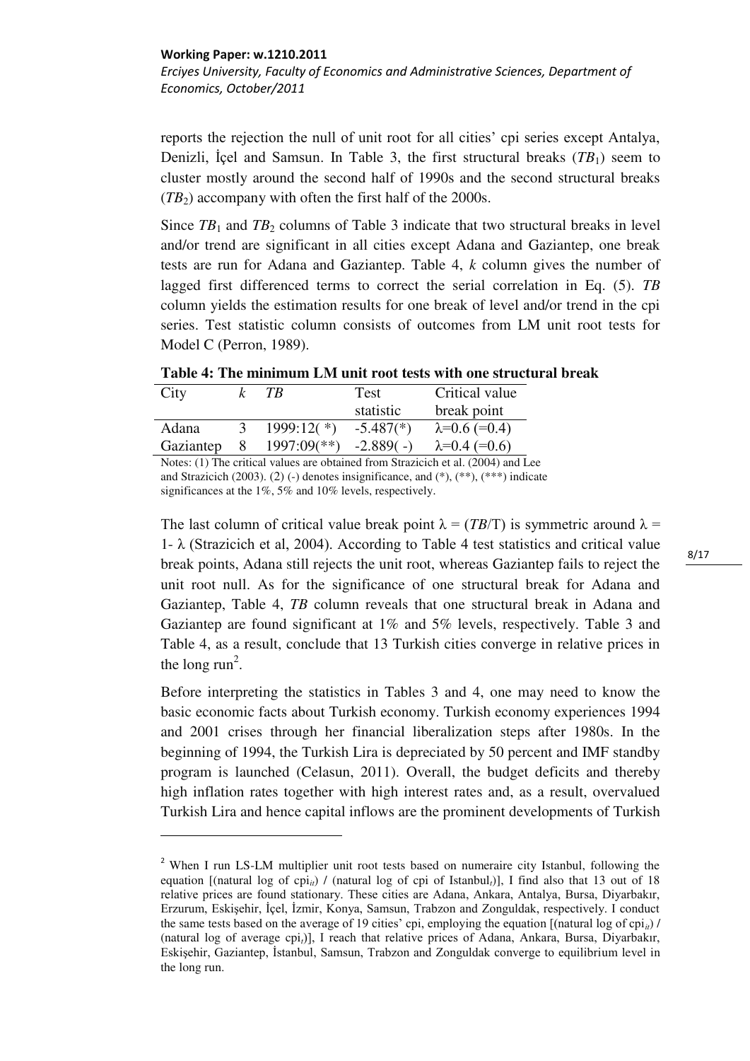reports the rejection the null of unit root for all cities' cpi series except Antalya, Denizli, İçel and Samsun. In Table 3, the first structural breaks ($TB_1$) seem to cluster mostly around the second half of 1990s and the second structural breaks ($TB_2$) accompany with often the first half of the 2000s.

Since $TB_1$ and $TB_2$ columns of Table 3 indicate that two structural breaks in level and/or trend are significant in all cities except Adana and Gaziantep, one break tests are run for Adana and Gaziantep. Table 4, *k* column gives the number of lagged first differenced terms to correct the serial correlation in Eq. (5). *TB* column yields the estimation results for one break of level and/or trend in the cpi series. Test statistic column consists of outcomes from LM unit root tests for Model C (Perron, 1989).

**Table 4: The minimum LM unit root tests with one structural break**

| City | *k* | *TB* | Test statistic | Critical value break point |
|---|---|---|---|---|
| Adana | 3 | 1999:12( *) | -5.487(*) | $\lambda$=0.6 (=0.4) |
| Gaziantep | 8 | 1997:09(**) | -2.889( -) | $\lambda$=0.4 (=0.6) |

Notes: (1) The critical values are obtained from Strazicich et al. (2004) and Lee and Strazicich (2003). (2) (-) denotes insignificance, and (*), (**), (***) indicate significances at the 1%, 5% and 10% levels, respectively.

The last column of critical value break point $\lambda = (TB/T)$ is symmetric around $\lambda = 1 - \lambda$ (Strazicich et al, 2004). According to Table 4 test statistics and critical value break points, Adana still rejects the unit root, whereas Gaziantep fails to reject the unit root null. As for the significance of one structural break for Adana and Gaziantep, Table 4, *TB* column reveals that one structural break in Adana and Gaziantep are found significant at 1% and 5% levels, respectively. Table 3 and Table 4, as a result, conclude that 13 Turkish cities converge in relative prices in the long run[2].

Before interpreting the statistics in Tables 3 and 4, one may need to know the basic economic facts about Turkish economy. Turkish economy experiences 1994 and 2001 crises through her financial liberalization steps after 1980s. In the beginning of 1994, the Turkish Lira is depreciated by 50 percent and IMF standby program is launched (Celasun, 2011). Overall, the budget deficits and thereby high inflation rates together with high interest rates and, as a result, overvalued Turkish Lira and hence capital inflows are the prominent developments of Turkish

---

[2] When I run LS-LM multiplier unit root tests based on numeraire city Istanbul, following the equation [(natural log of $cpi_{it}$) / (natural log of cpi of $Istanbul_t$)], I find also that 13 out of 18 relative prices are found stationary. These cities are Adana, Ankara, Antalya, Bursa, Diyarbakır, Erzurum, Eskişehir, İçel, İzmir, Konya, Samsun, Trabzon and Zonguldak, respectively. I conduct the same tests based on the average of 19 cities' cpi, employing the equation [(natural log of $cpi_{it}$) / (natural log of average $cpi_t$)], I reach that relative prices of Adana, Ankara, Bursa, Diyarbakır, Eskişehir, Gaziantep, İstanbul, Samsun, Trabzon and Zonguldak converge to equilibrium level in the long run.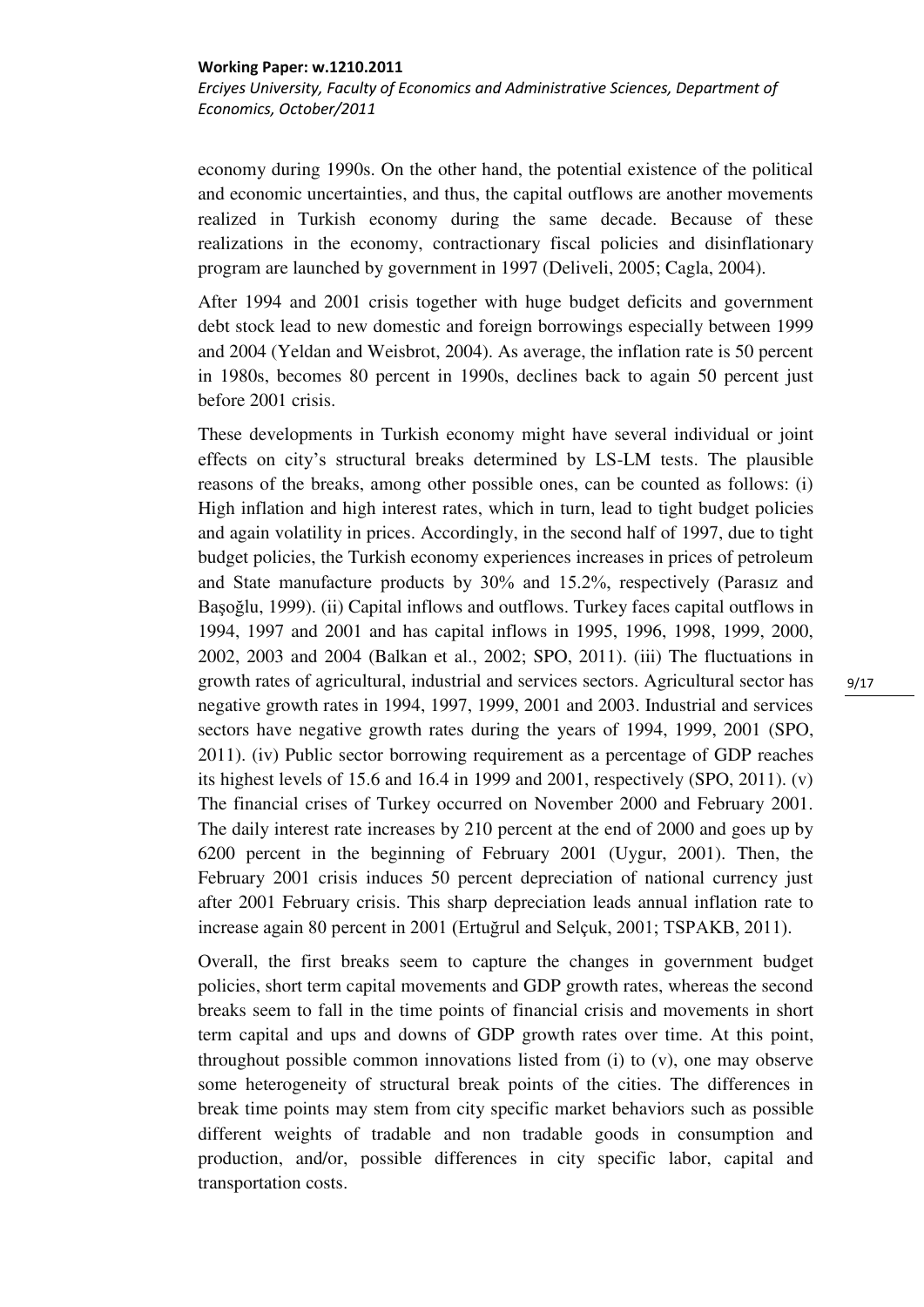economy during 1990s. On the other hand, the potential existence of the political and economic uncertainties, and thus, the capital outflows are another movements realized in Turkish economy during the same decade. Because of these realizations in the economy, contractionary fiscal policies and disinflationary program are launched by government in 1997 (Deliveli, 2005; Cagla, 2004).

After 1994 and 2001 crisis together with huge budget deficits and government debt stock lead to new domestic and foreign borrowings especially between 1999 and 2004 (Yeldan and Weisbrot, 2004). As average, the inflation rate is 50 percent in 1980s, becomes 80 percent in 1990s, declines back to again 50 percent just before 2001 crisis.

These developments in Turkish economy might have several individual or joint effects on city's structural breaks determined by LS-LM tests. The plausible reasons of the breaks, among other possible ones, can be counted as follows: (i) High inflation and high interest rates, which in turn, lead to tight budget policies and again volatility in prices. Accordingly, in the second half of 1997, due to tight budget policies, the Turkish economy experiences increases in prices of petroleum and State manufacture products by 30% and 15.2%, respectively (Parasız and Başoğlu, 1999). (ii) Capital inflows and outflows. Turkey faces capital outflows in 1994, 1997 and 2001 and has capital inflows in 1995, 1996, 1998, 1999, 2000, 2002, 2003 and 2004 (Balkan et al., 2002; SPO, 2011). (iii) The fluctuations in growth rates of agricultural, industrial and services sectors. Agricultural sector has negative growth rates in 1994, 1997, 1999, 2001 and 2003. Industrial and services sectors have negative growth rates during the years of 1994, 1999, 2001 (SPO, 2011). (iv) Public sector borrowing requirement as a percentage of GDP reaches its highest levels of 15.6 and 16.4 in 1999 and 2001, respectively (SPO, 2011). (v) The financial crises of Turkey occurred on November 2000 and February 2001. The daily interest rate increases by 210 percent at the end of 2000 and goes up by 6200 percent in the beginning of February 2001 (Uygur, 2001). Then, the February 2001 crisis induces 50 percent depreciation of national currency just after 2001 February crisis. This sharp depreciation leads annual inflation rate to increase again 80 percent in 2001 (Ertuğrul and Selçuk, 2001; TSPAKB, 2011).

Overall, the first breaks seem to capture the changes in government budget policies, short term capital movements and GDP growth rates, whereas the second breaks seem to fall in the time points of financial crisis and movements in short term capital and ups and downs of GDP growth rates over time. At this point, throughout possible common innovations listed from (i) to (v), one may observe some heterogeneity of structural break points of the cities. The differences in break time points may stem from city specific market behaviors such as possible different weights of tradable and non tradable goods in consumption and production, and/or, possible differences in city specific labor, capital and transportation costs.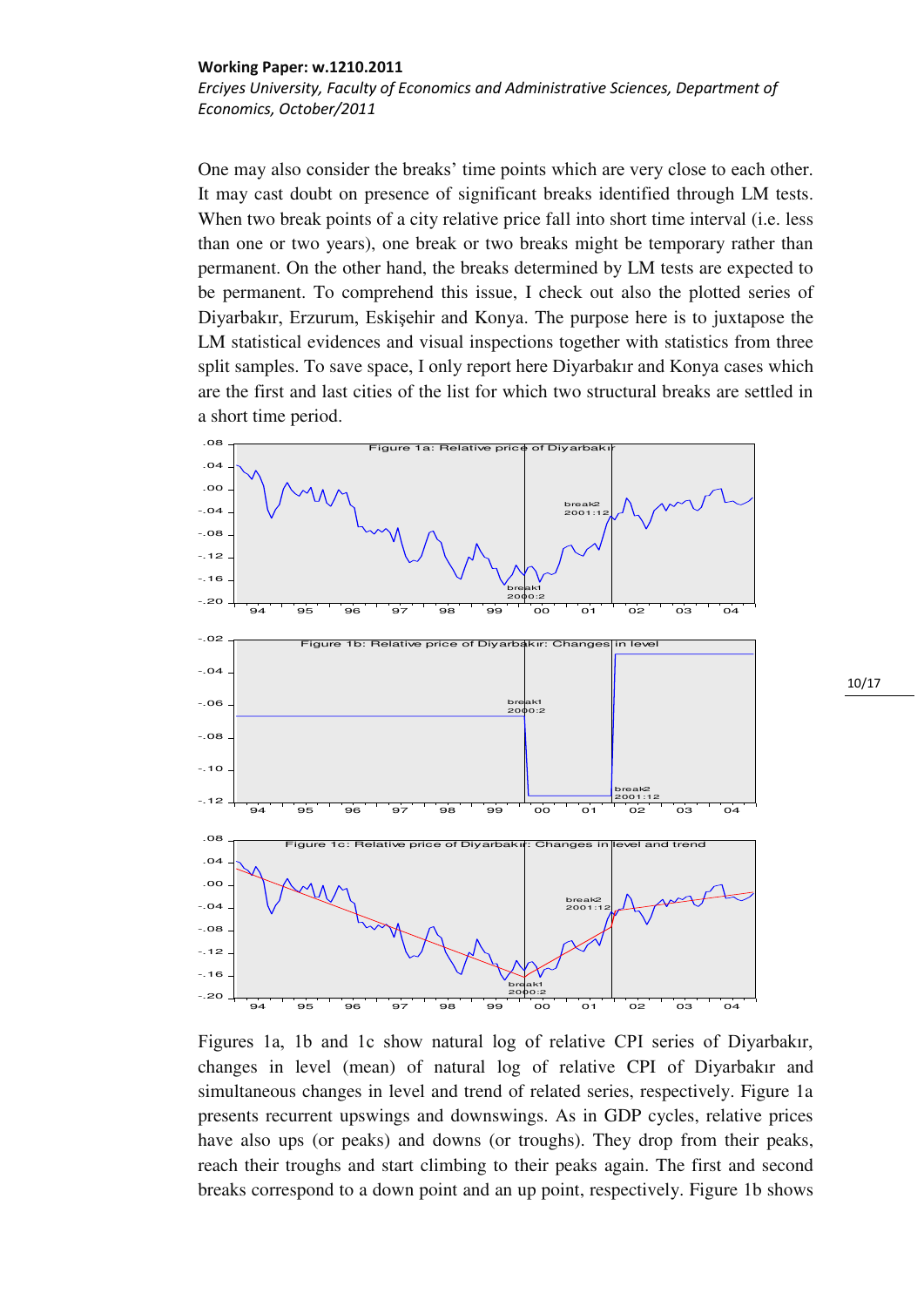One may also consider the breaks' time points which are very close to each other. It may cast doubt on presence of significant breaks identified through LM tests. When two break points of a city relative price fall into short time interval (i.e. less than one or two years), one break or two breaks might be temporary rather than permanent. On the other hand, the breaks determined by LM tests are expected to be permanent. To comprehend this issue, I check out also the plotted series of Diyarbakır, Erzurum, Eskişehir and Konya. The purpose here is to juxtapose the LM statistical evidences and visual inspections together with statistics from three split samples. To save space, I only report here Diyarbakır and Konya cases which are the first and last cities of the list for which two structural breaks are settled in a short time period.

Figure 1a: Relative price of Diyarbakır

Figure 1b: Relative price of Diyarbakır: Changes in level

Figure 1c: Relative price of Diyarbakır: Changes in level and trend

Figures 1a, 1b and 1c show natural log of relative CPI series of Diyarbakır, changes in level (mean) of natural log of relative CPI of Diyarbakır and simultaneous changes in level and trend of related series, respectively. Figure 1a presents recurrent upswings and downswings. As in GDP cycles, relative prices have also ups (or peaks) and downs (or troughs). They drop from their peaks, reach their troughs and start climbing to their peaks again. The first and second breaks correspond to a down point and an up point, respectively. Figure 1b shows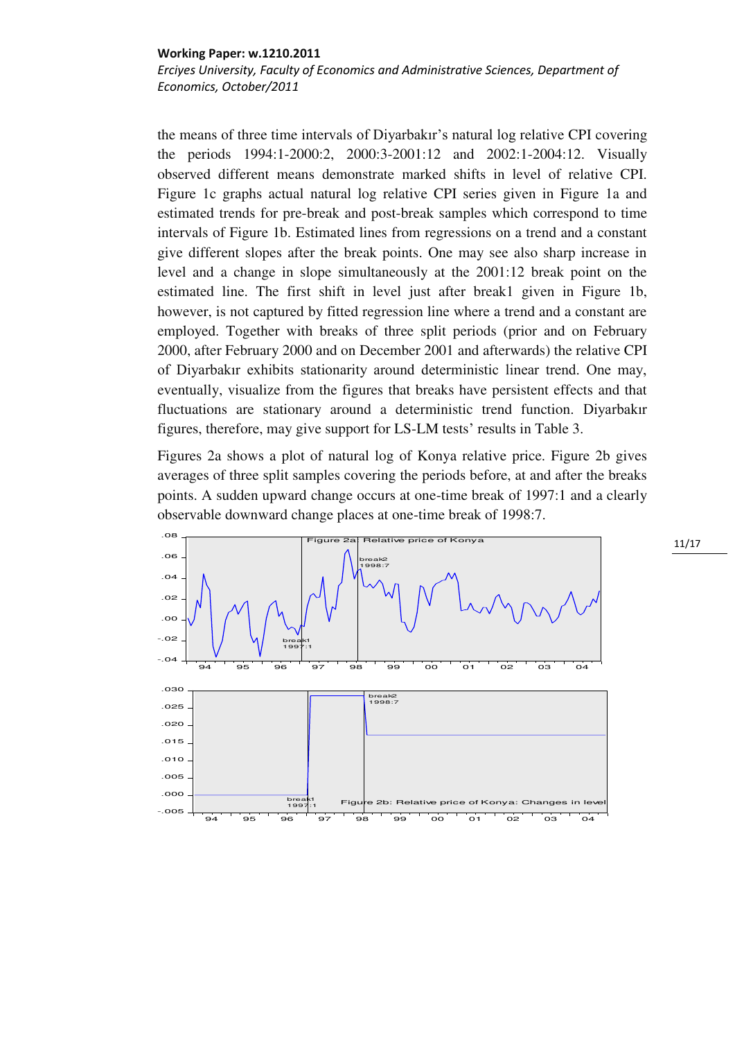the means of three time intervals of Diyarbakır's natural log relative CPI covering the periods 1994:1-2000:2, 2000:3-2001:12 and 2002:1-2004:12. Visually observed different means demonstrate marked shifts in level of relative CPI. Figure 1c graphs actual natural log relative CPI series given in Figure 1a and estimated trends for pre-break and post-break samples which correspond to time intervals of Figure 1b. Estimated lines from regressions on a trend and a constant give different slopes after the break points. One may see also sharp increase in level and a change in slope simultaneously at the 2001:12 break point on the estimated line. The first shift in level just after break1 given in Figure 1b, however, is not captured by fitted regression line where a trend and a constant are employed. Together with breaks of three split periods (prior and on February 2000, after February 2000 and on December 2001 and afterwards) the relative CPI of Diyarbakır exhibits stationarity around deterministic linear trend. One may, eventually, visualize from the figures that breaks have persistent effects and that fluctuations are stationary around a deterministic trend function. Diyarbakır figures, therefore, may give support for LS-LM tests' results in Table 3.

Figures 2a shows a plot of natural log of Konya relative price. Figure 2b gives averages of three split samples covering the periods before, at and after the breaks points. A sudden upward change occurs at one-time break of 1997:1 and a clearly observable downward change places at one-time break of 1998:7.

Figure 2a: Relative price of Konya

Figure 2b: Relative price of Konya: Changes in level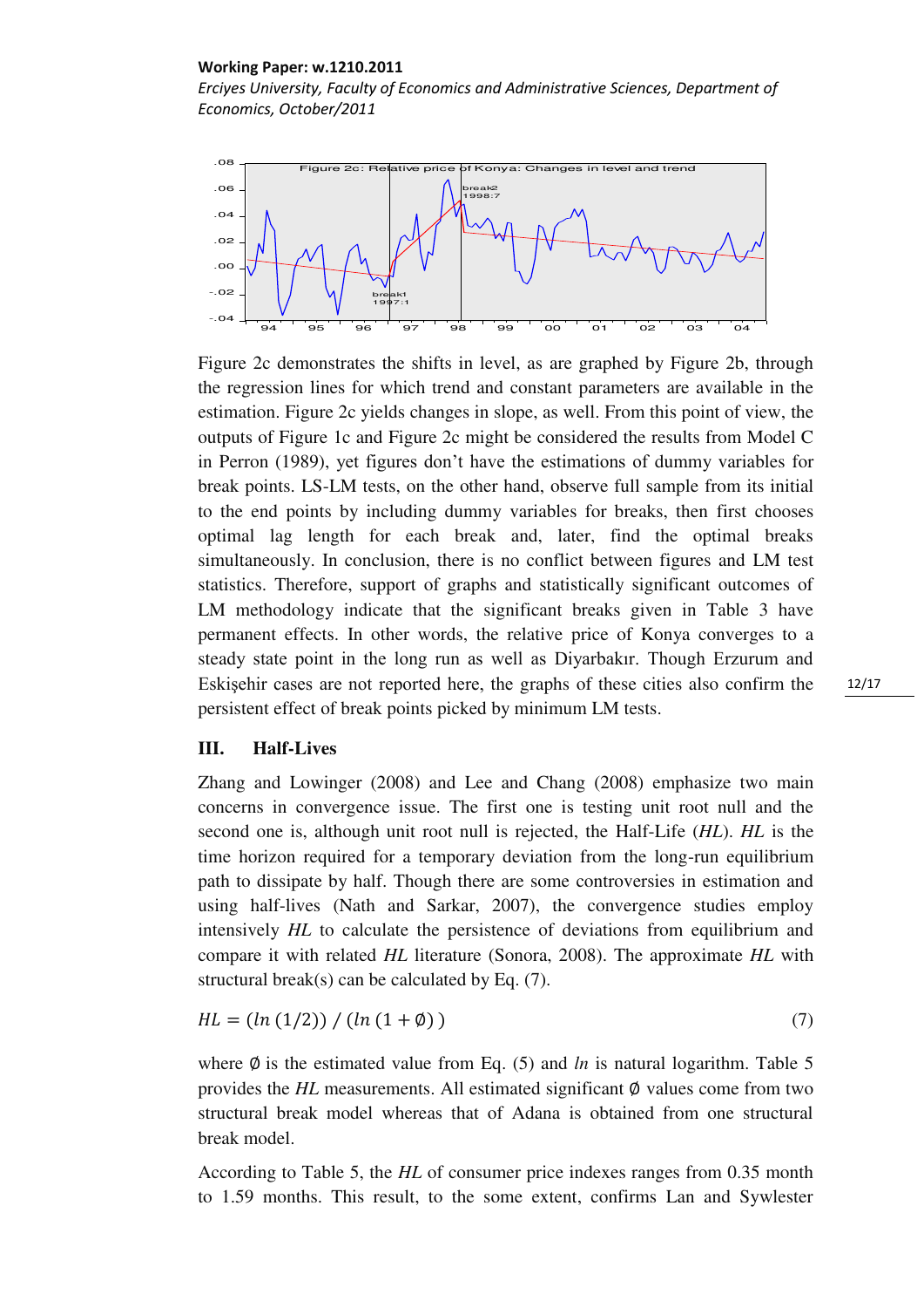Figure 2c demonstrates the shifts in level, as are graphed by Figure 2b, through the regression lines for which trend and constant parameters are available in the estimation. Figure 2c yields changes in slope, as well. From this point of view, the outputs of Figure 1c and Figure 2c might be considered the results from Model C in Perron (1989), yet figures don't have the estimations of dummy variables for break points. LS-LM tests, on the other hand, observe full sample from its initial to the end points by including dummy variables for breaks, then first chooses optimal lag length for each break and, later, find the optimal breaks simultaneously. In conclusion, there is no conflict between figures and LM test statistics. Therefore, support of graphs and statistically significant outcomes of LM methodology indicate that the significant breaks given in Table 3 have permanent effects. In other words, the relative price of Konya converges to a steady state point in the long run as well as Diyarbakır. Though Erzurum and Eskişehir cases are not reported here, the graphs of these cities also confirm the persistent effect of break points picked by minimum LM tests.

## III. Half-Lives

Zhang and Lowinger (2008) and Lee and Chang (2008) emphasize two main concerns in convergence issue. The first one is testing unit root null and the second one is, although unit root null is rejected, the Half-Life (*HL*). *HL* is the time horizon required for a temporary deviation from the long-run equilibrium path to dissipate by half. Though there are some controversies in estimation and using half-lives (Nath and Sarkar, 2007), the convergence studies employ intensively *HL* to calculate the persistence of deviations from equilibrium and compare it with related *HL* literature (Sonora, 2008). The approximate *HL* with structural break(s) can be calculated by Eq. (7).

$$HL = (ln\,(1/2))\;/\;(ln\,(1+\emptyset)) \tag{7}$$

where $\emptyset$ is the estimated value from Eq. (5) and *ln* is natural logarithm. Table 5 provides the *HL* measurements. All estimated significant $\emptyset$ values come from two structural break model whereas that of Adana is obtained from one structural break model.

According to Table 5, the *HL* of consumer price indexes ranges from 0.35 month to 1.59 months. This result, to the some extent, confirms Lan and Sylwester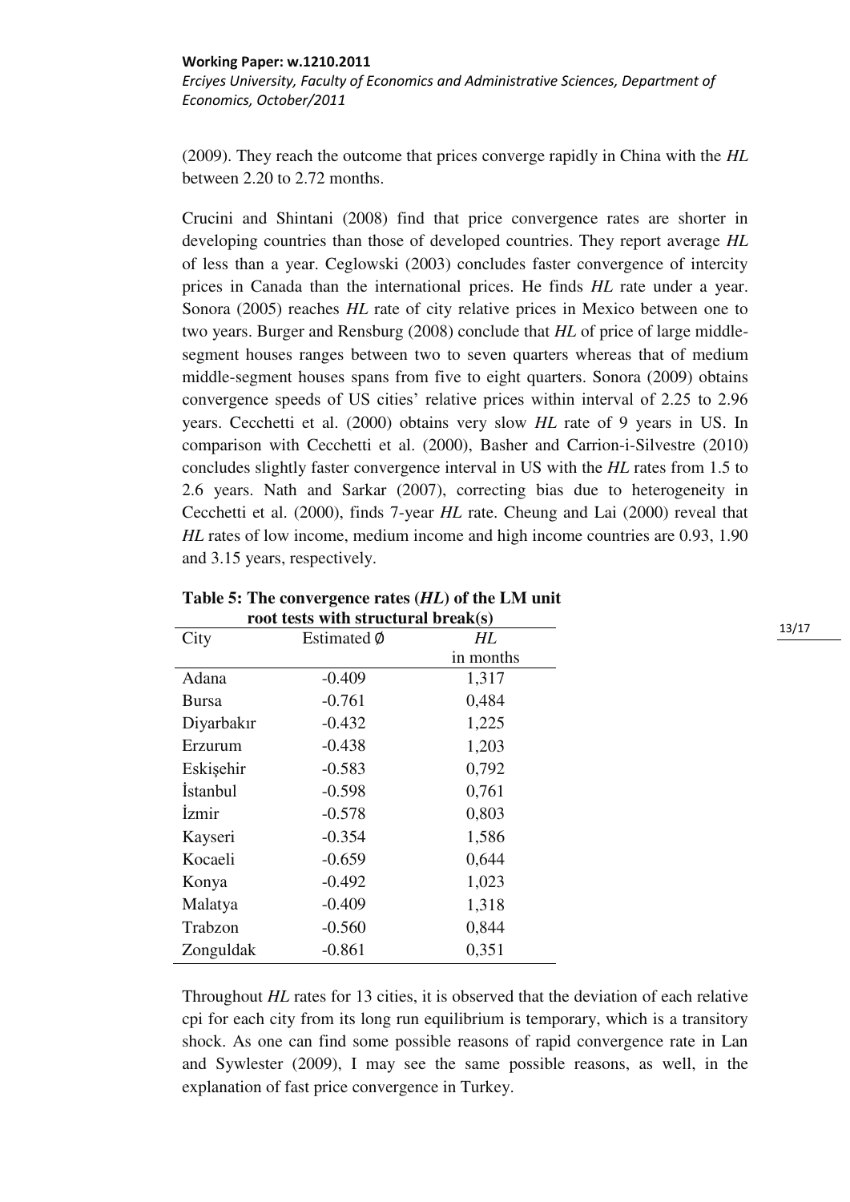(2009). They reach the outcome that prices converge rapidly in China with the *HL* between 2.20 to 2.72 months.

Crucini and Shintani (2008) find that price convergence rates are shorter in developing countries than those of developed countries. They report average *HL* of less than a year. Ceglowski (2003) concludes faster convergence of intercity prices in Canada than the international prices. He finds *HL* rate under a year. Sonora (2005) reaches *HL* rate of city relative prices in Mexico between one to two years. Burger and Rensburg (2008) conclude that *HL* of price of large middle-segment houses ranges between two to seven quarters whereas that of medium middle-segment houses spans from five to eight quarters. Sonora (2009) obtains convergence speeds of US cities' relative prices within interval of 2.25 to 2.96 years. Cecchetti et al. (2000) obtains very slow *HL* rate of 9 years in US. In comparison with Cecchetti et al. (2000), Basher and Carrion-i-Silvestre (2010) concludes slightly faster convergence interval in US with the *HL* rates from 1.5 to 2.6 years. Nath and Sarkar (2007), correcting bias due to heterogeneity in Cecchetti et al. (2000), finds 7-year *HL* rate. Cheung and Lai (2000) reveal that *HL* rates of low income, medium income and high income countries are 0.93, 1.90 and 3.15 years, respectively.

**Table 5: The convergence rates (*HL*) of the LM unit root tests with structural break(s)**

| City | Estimated $\emptyset$ | *HL* in months |
|---|---|---|
| Adana | -0.409 | 1,317 |
| Bursa | -0.761 | 0,484 |
| Diyarbakır | -0.432 | 1,225 |
| Erzurum | -0.438 | 1,203 |
| Eskişehir | -0.583 | 0,792 |
| İstanbul | -0.598 | 0,761 |
| İzmir | -0.578 | 0,803 |
| Kayseri | -0.354 | 1,586 |
| Kocaeli | -0.659 | 0,644 |
| Konya | -0.492 | 1,023 |
| Malatya | -0.409 | 1,318 |
| Trabzon | -0.560 | 0,844 |
| Zonguldak | -0.861 | 0,351 |

Throughout *HL* rates for 13 cities, it is observed that the deviation of each relative cpi for each city from its long run equilibrium is temporary, which is a transitory shock. As one can find some possible reasons of rapid convergence rate in Lan and Sywlester (2009), I may see the same possible reasons, as well, in the explanation of fast price convergence in Turkey.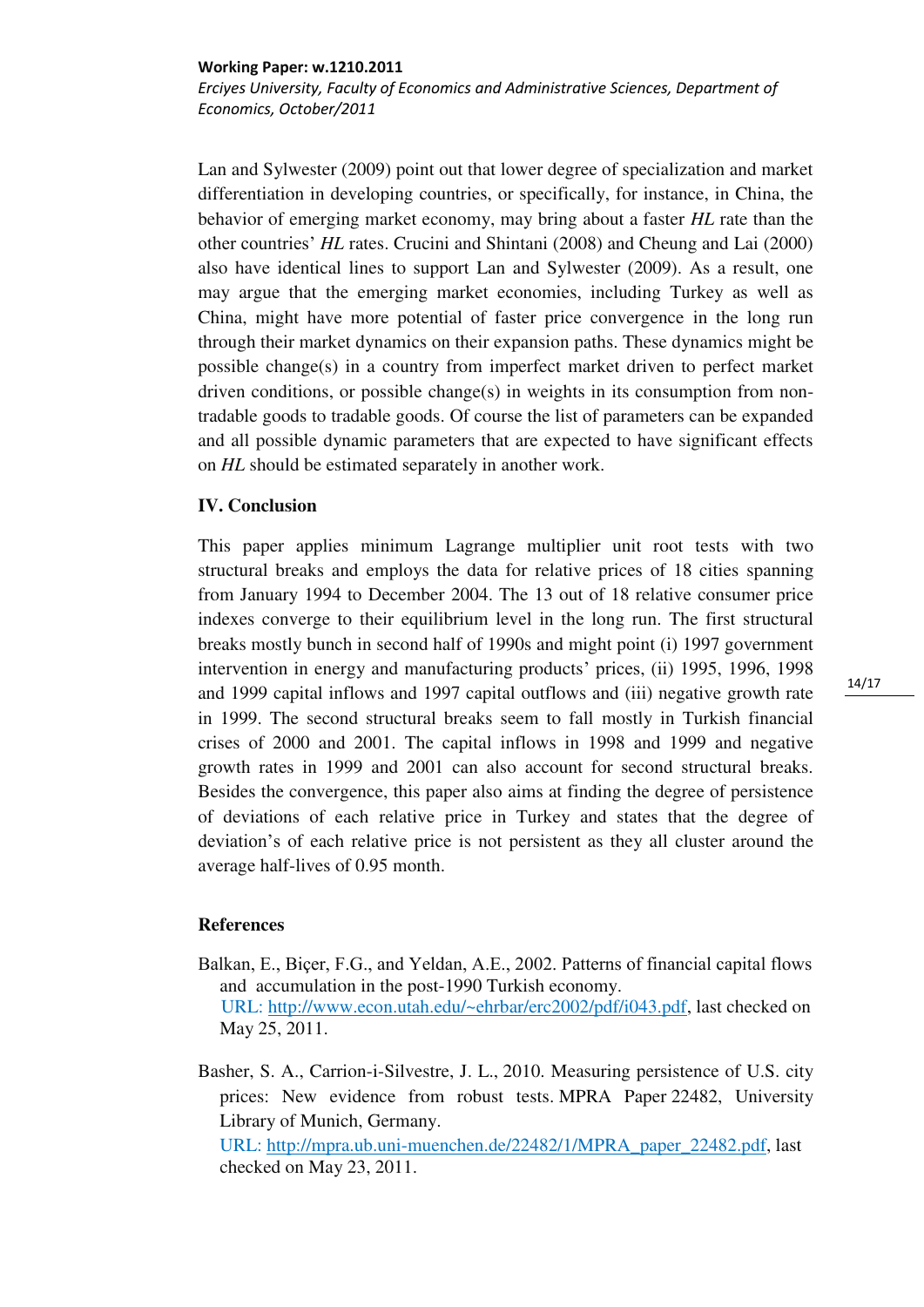Lan and Sylwester (2009) point out that lower degree of specialization and market differentiation in developing countries, or specifically, for instance, in China, the behavior of emerging market economy, may bring about a faster *HL* rate than the other countries' *HL* rates. Crucini and Shintani (2008) and Cheung and Lai (2000) also have identical lines to support Lan and Sylwester (2009). As a result, one may argue that the emerging market economies, including Turkey as well as China, might have more potential of faster price convergence in the long run through their market dynamics on their expansion paths. These dynamics might be possible change(s) in a country from imperfect market driven to perfect market driven conditions, or possible change(s) in weights in its consumption from non-tradable goods to tradable goods. Of course the list of parameters can be expanded and all possible dynamic parameters that are expected to have significant effects on *HL* should be estimated separately in another work.

## IV. Conclusion

This paper applies minimum Lagrange multiplier unit root tests with two structural breaks and employs the data for relative prices of 18 cities spanning from January 1994 to December 2004. The 13 out of 18 relative consumer price indexes converge to their equilibrium level in the long run. The first structural breaks mostly bunch in second half of 1990s and might point (i) 1997 government intervention in energy and manufacturing products' prices, (ii) 1995, 1996, 1998 and 1999 capital inflows and 1997 capital outflows and (iii) negative growth rate in 1999. The second structural breaks seem to fall mostly in Turkish financial crises of 2000 and 2001. The capital inflows in 1998 and 1999 and negative growth rates in 1999 and 2001 can also account for second structural breaks. Besides the convergence, this paper also aims at finding the degree of persistence of deviations of each relative price in Turkey and states that the degree of deviation's of each relative price is not persistent as they all cluster around the average half-lives of 0.95 month.

## References

Balkan, E., Biçer, F.G., and Yeldan, A.E., 2002. Patterns of financial capital flows and accumulation in the post-1990 Turkish economy. URL: http://www.econ.utah.edu/~ehrbar/erc2002/pdf/i043.pdf, last checked on May 25, 2011.

Basher, S. A., Carrion-i-Silvestre, J. L., 2010. Measuring persistence of U.S. city prices: New evidence from robust tests. MPRA Paper 22482, University Library of Munich, Germany. URL: http://mpra.ub.uni-muenchen.de/22482/1/MPRA_paper_22482.pdf, last checked on May 23, 2011.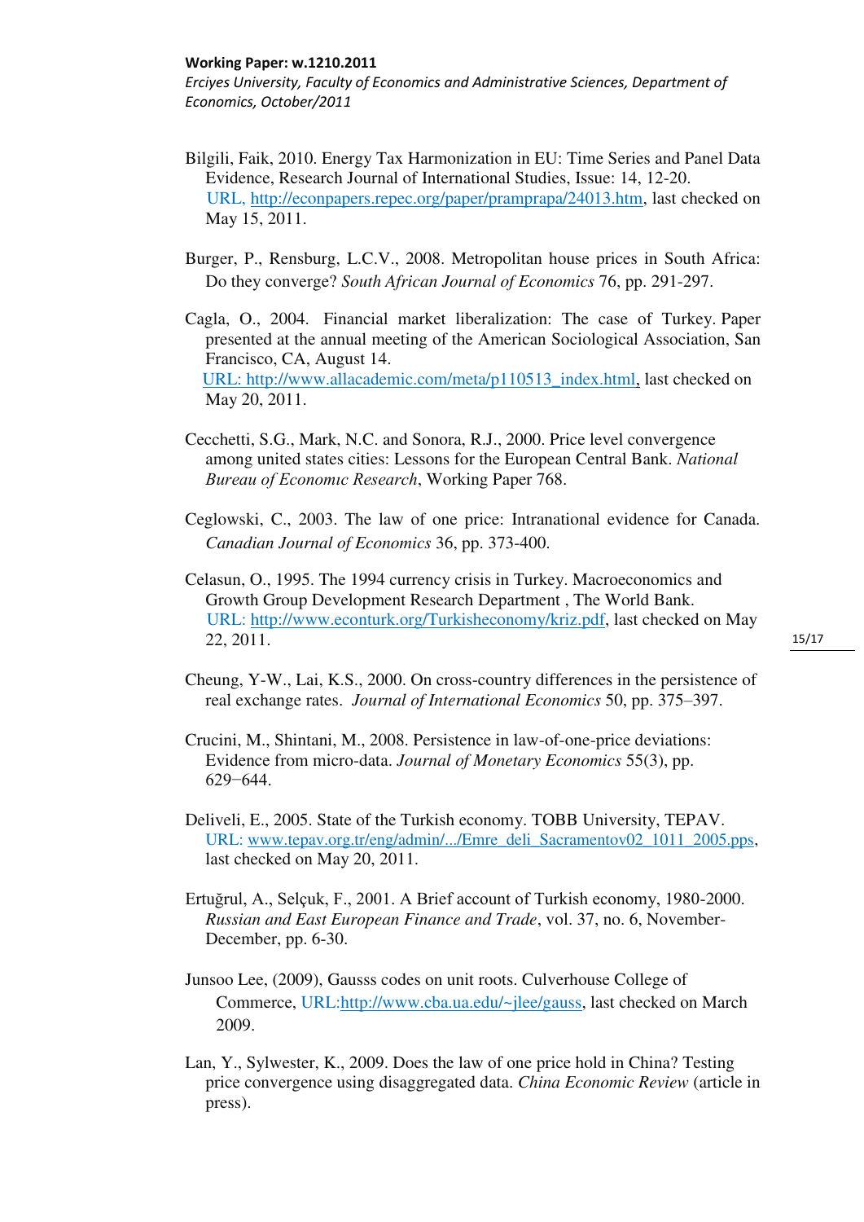Bilgili, Faik, 2010. Energy Tax Harmonization in EU: Time Series and Panel Data Evidence, Research Journal of International Studies, Issue: 14, 12-20. URL, http://econpapers.repec.org/paper/pramprapa/24013.htm, last checked on May 15, 2011.

Burger, P., Rensburg, L.C.V., 2008. Metropolitan house prices in South Africa: Do they converge? *South African Journal of Economics* 76, pp. 291-297.

Cagla, O., 2004. Financial market liberalization: The case of Turkey. Paper presented at the annual meeting of the American Sociological Association, San Francisco, CA, August 14. URL: http://www.allacademic.com/meta/p110513_index.html, last checked on May 20, 2011.

Cecchetti, S.G., Mark, N.C. and Sonora, R.J., 2000. Price level convergence among united states cities: Lessons for the European Central Bank. *National Bureau of Economic Research*, Working Paper 768.

Ceglowski, C., 2003. The law of one price: Intranational evidence for Canada. *Canadian Journal of Economics* 36, pp. 373-400.

Celasun, O., 1995. The 1994 currency crisis in Turkey. Macroeconomics and Growth Group Development Research Department , The World Bank. URL: http://www.econturk.org/Turkisheconomy/kriz.pdf, last checked on May 22, 2011.

Cheung, Y-W., Lai, K.S., 2000. On cross-country differences in the persistence of real exchange rates. *Journal of International Economics* 50, pp. 375–397.

Crucini, M., Shintani, M., 2008. Persistence in law-of-one-price deviations: Evidence from micro-data. *Journal of Monetary Economics* 55(3), pp. 629−644.

Deliveli, E., 2005. State of the Turkish economy. TOBB University, TEPAV. URL: www.tepav.org.tr/eng/admin/.../Emre_deli_Sacramentov02_1011_2005.pps, last checked on May 20, 2011.

Ertuğrul, A., Selçuk, F., 2001. A Brief account of Turkish economy, 1980-2000. *Russian and East European Finance and Trade*, vol. 37, no. 6, November-December, pp. 6-30.

Junsoo Lee, (2009), Gausss codes on unit roots. Culverhouse College of Commerce, URL:http://www.cba.ua.edu/~jlee/gauss, last checked on March 2009.

Lan, Y., Sylwester, K., 2009. Does the law of one price hold in China? Testing price convergence using disaggregated data. *China Economic Review* (article in press).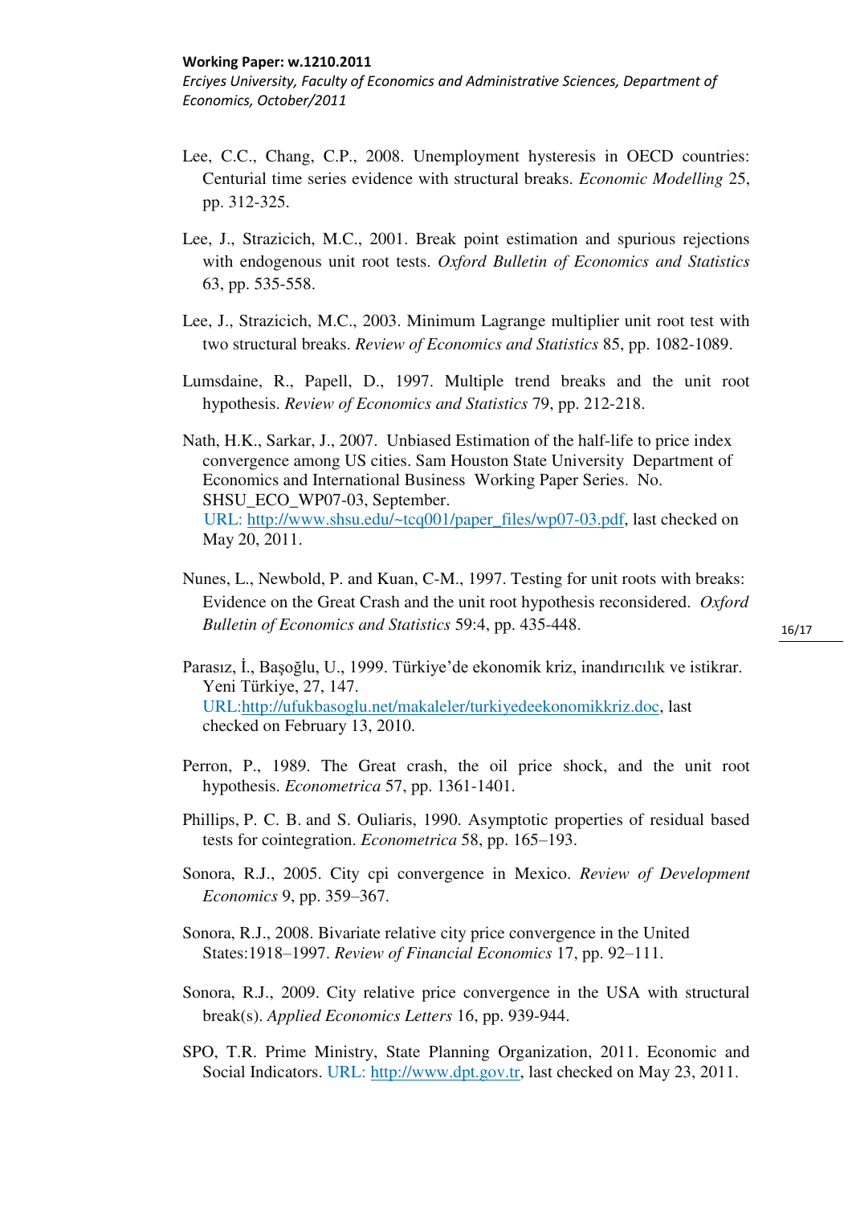Lee, C.C., Chang, C.P., 2008. Unemployment hysteresis in OECD countries: Centurial time series evidence with structural breaks. *Economic Modelling* 25, pp. 312-325.

Lee, J., Strazicich, M.C., 2001. Break point estimation and spurious rejections with endogenous unit root tests. *Oxford Bulletin of Economics and Statistics* 63, pp. 535-558.

Lee, J., Strazicich, M.C., 2003. Minimum Lagrange multiplier unit root test with two structural breaks. *Review of Economics and Statistics* 85, pp. 1082-1089.

Lumsdaine, R., Papell, D., 1997. Multiple trend breaks and the unit root hypothesis. *Review of Economics and Statistics* 79, pp. 212-218.

Nath, H.K., Sarkar, J., 2007. Unbiased Estimation of the half-life to price index convergence among US cities. Sam Houston State University Department of Economics and International Business Working Paper Series. No. SHSU_ECO_WP07-03, September. URL: http://www.shsu.edu/~tcq001/paper_files/wp07-03.pdf, last checked on May 20, 2011.

Nunes, L., Newbold, P. and Kuan, C-M., 1997. Testing for unit roots with breaks: Evidence on the Great Crash and the unit root hypothesis reconsidered. *Oxford Bulletin of Economics and Statistics* 59:4, pp. 435-448.

Parasız, İ., Başoğlu, U., 1999. Türkiye'de ekonomik kriz, inandırıcılık ve istikrar. Yeni Türkiye, 27, 147. URL:http://ufukbasoglu.net/makaleler/turkiyedeekonomikkriz.doc, last checked on February 13, 2010.

Perron, P., 1989. The Great crash, the oil price shock, and the unit root hypothesis. *Econometrica* 57, pp. 1361-1401.

Phillips, P. C. B. and S. Ouliaris, 1990. Asymptotic properties of residual based tests for cointegration. *Econometrica* 58, pp. 165–193.

Sonora, R.J., 2005. City cpi convergence in Mexico. *Review of Development Economics* 9, pp. 359–367.

Sonora, R.J., 2008. Bivariate relative city price convergence in the United States:1918–1997. *Review of Financial Economics* 17, pp. 92–111.

Sonora, R.J., 2009. City relative price convergence in the USA with structural break(s). *Applied Economics Letters* 16, pp. 939-944.

SPO, T.R. Prime Ministry, State Planning Organization, 2011. Economic and Social Indicators. URL: http://www.dpt.gov.tr, last checked on May 23, 2011.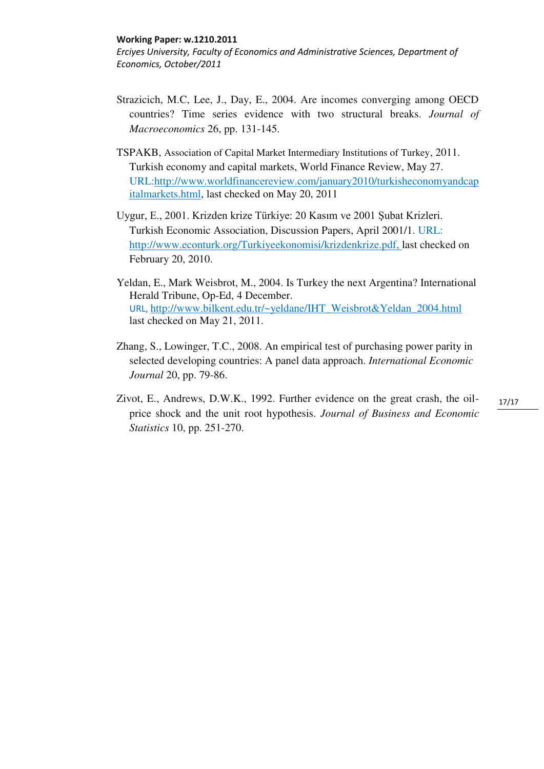Strazicich, M.C, Lee, J., Day, E., 2004. Are incomes converging among OECD countries? Time series evidence with two structural breaks. *Journal of Macroeconomics* 26, pp. 131-145.

TSPAKB, Association of Capital Market Intermediary Institutions of Turkey, 2011. Turkish economy and capital markets, World Finance Review, May 27. URL:http://www.worldfinancereview.com/january2010/turkisheconomyandcapitalmarkets.html, last checked on May 20, 2011

Uygur, E., 2001. Krizden krize Türkiye: 20 Kasım ve 2001 Şubat Krizleri. Turkish Economic Association, Discussion Papers, April 2001/1. URL: http://www.econturk.org/Turkiyeekonomisi/krizdenkrize.pdf, last checked on February 20, 2010.

Yeldan, E., Mark Weisbrot, M., 2004. Is Turkey the next Argentina? International Herald Tribune, Op-Ed, 4 December. URL, http://www.bilkent.edu.tr/~yeldane/IHT_Weisbrot&Yeldan_2004.html last checked on May 21, 2011.

Zhang, S., Lowinger, T.C., 2008. An empirical test of purchasing power parity in selected developing countries: A panel data approach. *International Economic Journal* 20, pp. 79-86.

Zivot, E., Andrews, D.W.K., 1992. Further evidence on the great crash, the oil-price shock and the unit root hypothesis. *Journal of Business and Economic Statistics* 10, pp. 251-270.